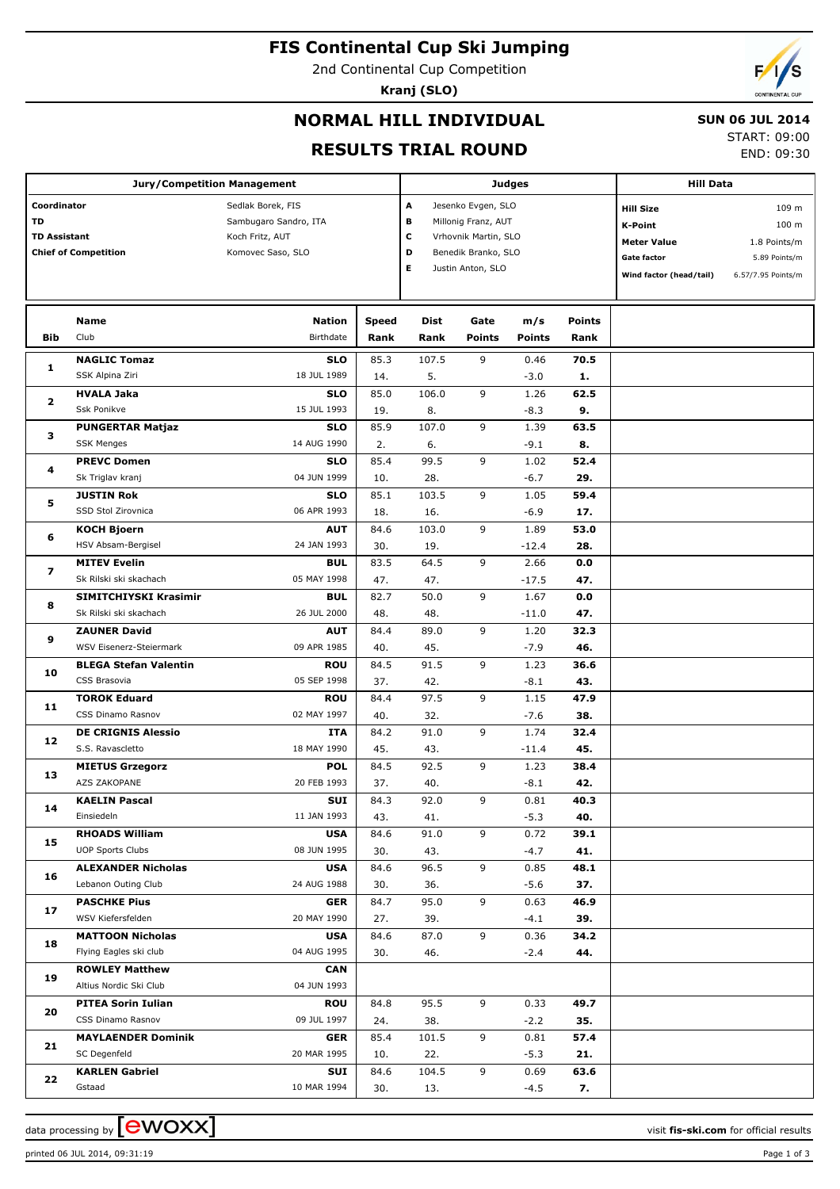# FIS Continental Cup Ski Jumping

2nd Continental Cup Competition

**Kranj (SLO)**

## NORMAL HILL INDIVIDUAL

## RESULTS TRIAL ROUND

**SUN 06 JUL 2014**

START: 09:00

END: 09:30

| Jury/Competition Management | | Judges | | Hill Data | |
|---|---|---|---|---|---|
| Coordinator | Sedlak Borek, FIS | A | Jesenko Evgen, SLO | Hill Size | 109 m |
| TD | Sambugaro Sandro, ITA | B | Millonig Franz, AUT | K-Point | 100 m |
| TD Assistant | Koch Fritz, AUT | C | Vrhovnik Martin, SLO | Meter Value | 1.8 Points/m |
| Chief of Competition | Komovec Saso, SLO | D | Benedik Branko, SLO | Gate factor | 5.89 Points/m |
| | | E | Justin Anton, SLO | Wind factor (head/tail) | 6.57/7.95 Points/m |

| Bib | Name / Club | Nation / Birthdate | Speed / Rank | Dist / Rank | Gate / Points | m/s / Points | Points / Rank |
|---|---|---|---|---|---|---|---|
| 1 | **NAGLIC Tomaz** | **SLO** | 85.3 | 107.5 | 9 | 0.46 | **70.5** |
| | SSK Alpina Ziri | 18 JUL 1989 | 14. | 5. | | -3.0 | **1.** |
| 2 | **HVALA Jaka** | **SLO** | 85.0 | 106.0 | 9 | 1.26 | **62.5** |
| | Ssk Ponikve | 15 JUL 1993 | 19. | 8. | | -8.3 | **9.** |
| 3 | **PUNGERTAR Matjaz** | **SLO** | 85.9 | 107.0 | 9 | 1.39 | **63.5** |
| | SSK Menges | 14 AUG 1990 | 2. | 6. | | -9.1 | **8.** |
| 4 | **PREVC Domen** | **SLO** | 85.4 | 99.5 | 9 | 1.02 | **52.4** |
| | Sk Triglav kranj | 04 JUN 1999 | 10. | 28. | | -6.7 | **29.** |
| 5 | **JUSTIN Rok** | **SLO** | 85.1 | 103.5 | 9 | 1.05 | **59.4** |
| | SSD Stol Zirovnica | 06 APR 1993 | 18. | 16. | | -6.9 | **17.** |
| 6 | **KOCH Bjoern** | **AUT** | 84.6 | 103.0 | 9 | 1.89 | **53.0** |
| | HSV Absam-Bergisel | 24 JAN 1993 | 30. | 19. | | -12.4 | **28.** |
| 7 | **MITEV Evelin** | **BUL** | 83.5 | 64.5 | 9 | 2.66 | **0.0** |
| | Sk Rilski ski skachach | 05 MAY 1998 | 47. | 47. | | -17.5 | **47.** |
| 8 | **SIMITCHIYSKI Krasimir** | **BUL** | 82.7 | 50.0 | 9 | 1.67 | **0.0** |
| | Sk Rilski ski skachach | 26 JUL 2000 | 48. | 48. | | -11.0 | **47.** |
| 9 | **ZAUNER David** | **AUT** | 84.4 | 89.0 | 9 | 1.20 | **32.3** |
| | WSV Eisenerz-Steiermark | 09 APR 1985 | 40. | 45. | | -7.9 | **46.** |
| 10 | **BLEGA Stefan Valentin** | **ROU** | 84.5 | 91.5 | 9 | 1.23 | **36.6** |
| | CSS Brasovia | 05 SEP 1998 | 37. | 42. | | -8.1 | **43.** |
| 11 | **TOROK Eduard** | **ROU** | 84.4 | 97.5 | 9 | 1.15 | **47.9** |
| | CSS Dinamo Rasnov | 02 MAY 1997 | 40. | 32. | | -7.6 | **38.** |
| 12 | **DE CRIGNIS Alessio** | **ITA** | 84.2 | 91.0 | 9 | 1.74 | **32.4** |
| | S.S. Ravascletto | 18 MAY 1990 | 45. | 43. | | -11.4 | **45.** |
| 13 | **MIETUS Grzegorz** | **POL** | 84.5 | 92.5 | 9 | 1.23 | **38.4** |
| | AZS ZAKOPANE | 20 FEB 1993 | 37. | 40. | | -8.1 | **42.** |
| 14 | **KAELIN Pascal** | **SUI** | 84.3 | 92.0 | 9 | 0.81 | **40.3** |
| | Einsiedeln | 11 JAN 1993 | 43. | 41. | | -5.3 | **40.** |
| 15 | **RHOADS William** | **USA** | 84.6 | 91.0 | 9 | 0.72 | **39.1** |
| | UOP Sports Clubs | 08 JUN 1995 | 30. | 43. | | -4.7 | **41.** |
| 16 | **ALEXANDER Nicholas** | **USA** | 84.6 | 96.5 | 9 | 0.85 | **48.1** |
| | Lebanon Outing Club | 24 AUG 1988 | 30. | 36. | | -5.6 | **37.** |
| 17 | **PASCHKE Pius** | **GER** | 84.7 | 95.0 | 9 | 0.63 | **46.9** |
| | WSV Kiefersfelden | 20 MAY 1990 | 27. | 39. | | -4.1 | **39.** |
| 18 | **MATTOON Nicholas** | **USA** | 84.6 | 87.0 | 9 | 0.36 | **34.2** |
| | Flying Eagles ski club | 04 AUG 1995 | 30. | 46. | | -2.4 | **44.** |
| 19 | **ROWLEY Matthew** | **CAN** | | | | | |
| | Altius Nordic Ski Club | 04 JUN 1993 | | | | | |
| 20 | **PITEA Sorin Iulian** | **ROU** | 84.8 | 95.5 | 9 | 0.33 | **49.7** |
| | CSS Dinamo Rasnov | 09 JUL 1997 | 24. | 38. | | -2.2 | **35.** |
| 21 | **MAYLAENDER Dominik** | **GER** | 85.4 | 101.5 | 9 | 0.81 | **57.4** |
| | SC Degenfeld | 20 MAR 1995 | 10. | 22. | | -5.3 | **21.** |
| 22 | **KARLEN Gabriel** | **SUI** | 84.6 | 104.5 | 9 | 0.69 | **63.6** |
| | Gstaad | 10 MAR 1994 | 30. | 13. | | -4.5 | **7.** |

data processing by ewoxx — visit **fis-ski.com** for official results

printed 06 JUL 2014, 09:31:19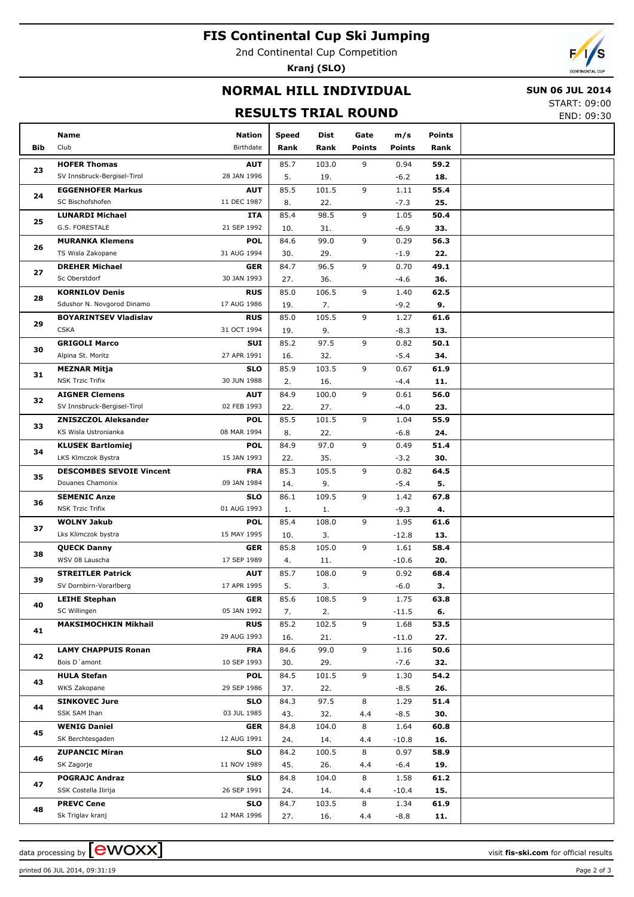# FIS Continental Cup Ski Jumping

2nd Continental Cup Competition

**Kranj (SLO)**

## NORMAL HILL INDIVIDUAL

**SUN 06 JUL 2014**

START: 09:00
END: 09:30

## RESULTS TRIAL ROUND

| Bib | Name / Club | Nation / Birthdate | Speed / Rank | Dist / Rank | Gate / Points | m/s / Points | Points / Rank |
|---|---|---|---|---|---|---|---|
| 23 | **HOFER Thomas**<br>SV Innsbruck-Bergisel-Tirol | **AUT**<br>28 JAN 1996 | 85.7<br>5. | 103.0<br>19. | 9 | 0.94<br>-6.2 | **59.2**<br>**18.** |
| 24 | **EGGENHOFER Markus**<br>SC Bischofshofen | **AUT**<br>11 DEC 1987 | 85.5<br>8. | 101.5<br>22. | 9 | 1.11<br>-7.3 | **55.4**<br>**25.** |
| 25 | **LUNARDI Michael**<br>G.S. FORESTALE | **ITA**<br>21 SEP 1992 | 85.4<br>10. | 98.5<br>31. | 9 | 1.05<br>-6.9 | **50.4**<br>**33.** |
| 26 | **MURANKA Klemens**<br>TS Wisla Zakopane | **POL**<br>31 AUG 1994 | 84.6<br>30. | 99.0<br>29. | 9 | 0.29<br>-1.9 | **56.3**<br>**22.** |
| 27 | **DREHER Michael**<br>Sc Oberstdorf | **GER**<br>30 JAN 1993 | 84.7<br>27. | 96.5<br>36. | 9 | 0.70<br>-4.6 | **49.1**<br>**36.** |
| 28 | **KORNILOV Denis**<br>Sdushor N. Novgorod Dinamo | **RUS**<br>17 AUG 1986 | 85.0<br>19. | 106.5<br>7. | 9 | 1.40<br>-9.2 | **62.5**<br>**9.** |
| 29 | **BOYARINTSEV Vladislav**<br>CSKA | **RUS**<br>31 OCT 1994 | 85.0<br>19. | 105.5<br>9. | 9 | 1.27<br>-8.3 | **61.6**<br>**13.** |
| 30 | **GRIGOLI Marco**<br>Alpina St. Moritz | **SUI**<br>27 APR 1991 | 85.2<br>16. | 97.5<br>32. | 9 | 0.82<br>-5.4 | **50.1**<br>**34.** |
| 31 | **MEZNAR Mitja**<br>NSK Trzic Trifix | **SLO**<br>30 JUN 1988 | 85.9<br>2. | 103.5<br>16. | 9 | 0.67<br>-4.4 | **61.9**<br>**11.** |
| 32 | **AIGNER Clemens**<br>SV Innsbruck-Bergisel-Tirol | **AUT**<br>02 FEB 1993 | 84.9<br>22. | 100.0<br>27. | 9 | 0.61<br>-4.0 | **56.0**<br>**23.** |
| 33 | **ZNISZCZOL Aleksander**<br>KS Wisla Ustronianka | **POL**<br>08 MAR 1994 | 85.5<br>8. | 101.5<br>22. | 9 | 1.04<br>-6.8 | **55.9**<br>**24.** |
| 34 | **KLUSEK Bartlomiej**<br>LKS Klmczok Bystra | **POL**<br>15 JAN 1993 | 84.9<br>22. | 97.0<br>35. | 9 | 0.49<br>-3.2 | **51.4**<br>**30.** |
| 35 | **DESCOMBES SEVOIE Vincent**<br>Douanes Chamonix | **FRA**<br>09 JAN 1984 | 85.3<br>14. | 105.5<br>9. | 9 | 0.82<br>-5.4 | **64.5**<br>**5.** |
| 36 | **SEMENIC Anze**<br>NSK Trzic Trifix | **SLO**<br>01 AUG 1993 | 86.1<br>1. | 109.5<br>1. | 9 | 1.42<br>-9.3 | **67.8**<br>**4.** |
| 37 | **WOLNY Jakub**<br>Lks Klimczok bystra | **POL**<br>15 MAY 1995 | 85.4<br>10. | 108.0<br>3. | 9 | 1.95<br>-12.8 | **61.6**<br>**13.** |
| 38 | **QUECK Danny**<br>WSV 08 Lauscha | **GER**<br>17 SEP 1989 | 85.8<br>4. | 105.0<br>11. | 9 | 1.61<br>-10.6 | **58.4**<br>**20.** |
| 39 | **STREITLER Patrick**<br>SV Dornbirn-Vorarlberg | **AUT**<br>17 APR 1995 | 85.7<br>5. | 108.0<br>3. | 9 | 0.92<br>-6.0 | **68.4**<br>**3.** |
| 40 | **LEIHE Stephan**<br>SC Willingen | **GER**<br>05 JAN 1992 | 85.6<br>7. | 108.5<br>2. | 9 | 1.75<br>-11.5 | **63.8**<br>**6.** |
| 41 | **MAKSIMOCHKIN Mikhail** | **RUS**<br>29 AUG 1993 | 85.2<br>16. | 102.5<br>21. | 9 | 1.68<br>-11.0 | **53.5**<br>**27.** |
| 42 | **LAMY CHAPPUIS Ronan**<br>Bois D´amont | **FRA**<br>10 SEP 1993 | 84.6<br>30. | 99.0<br>29. | 9 | 1.16<br>-7.6 | **50.6**<br>**32.** |
| 43 | **HULA Stefan**<br>WKS Zakopane | **POL**<br>29 SEP 1986 | 84.5<br>37. | 101.5<br>22. | 9 | 1.30<br>-8.5 | **54.2**<br>**26.** |
| 44 | **SINKOVEC Jure**<br>SSK SAM Ihan | **SLO**<br>03 JUL 1985 | 84.3<br>43. | 97.5<br>32. | 8<br>4.4 | 1.29<br>-8.5 | **51.4**<br>**30.** |
| 45 | **WENIG Daniel**<br>SK Berchtesgaden | **GER**<br>12 AUG 1991 | 84.8<br>24. | 104.0<br>14. | 8<br>4.4 | 1.64<br>-10.8 | **60.8**<br>**16.** |
| 46 | **ZUPANCIC Miran**<br>SK Zagorje | **SLO**<br>11 NOV 1989 | 84.2<br>45. | 100.5<br>26. | 8<br>4.4 | 0.97<br>-6.4 | **58.9**<br>**19.** |
| 47 | **POGRAJC Andraz**<br>SSK Costella Ilirija | **SLO**<br>26 SEP 1991 | 84.8<br>24. | 104.0<br>14. | 8<br>4.4 | 1.58<br>-10.4 | **61.2**<br>**15.** |
| 48 | **PREVC Cene**<br>Sk Triglav kranj | **SLO**<br>12 MAR 1996 | 84.7<br>27. | 103.5<br>16. | 8<br>4.4 | 1.34<br>-8.8 | **61.9**<br>**11.** |

data processing by ewoxx — visit **fis-ski.com** for official results

printed 06 JUL 2014, 09:31:19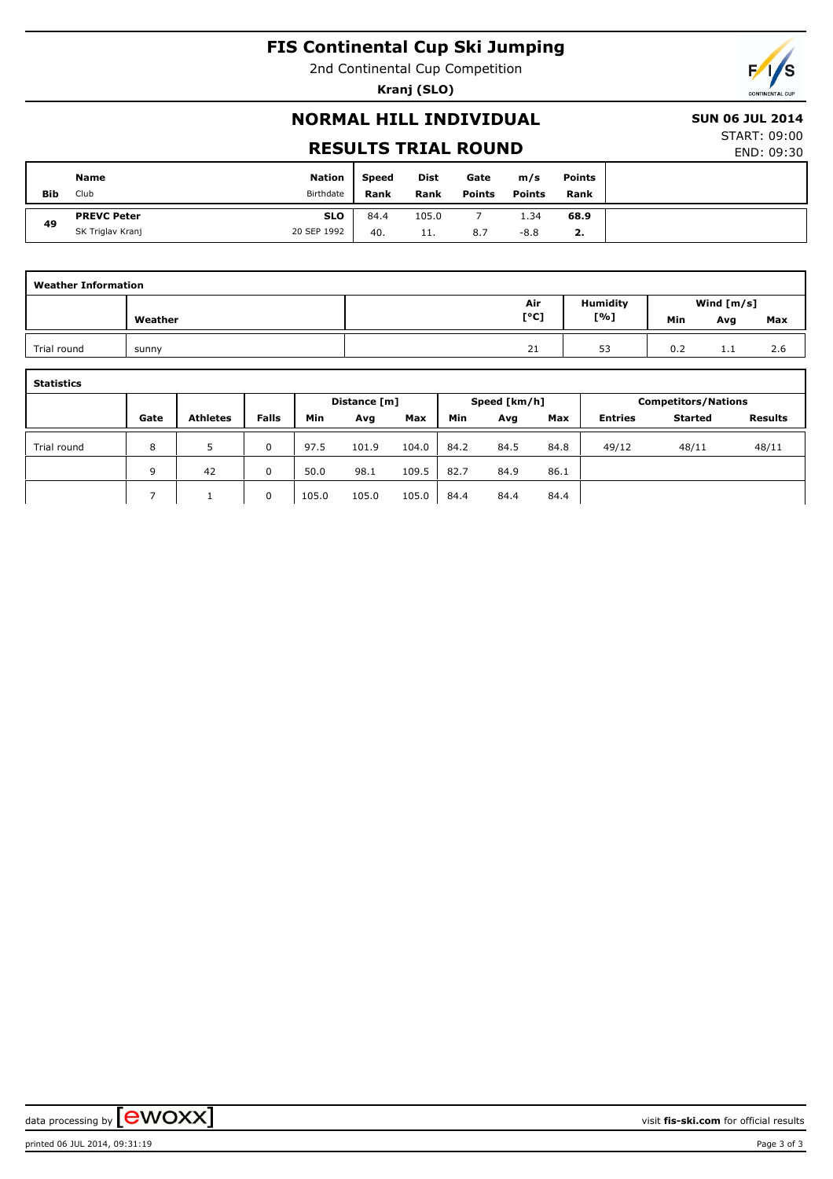# FIS Continental Cup Ski Jumping

2nd Continental Cup Competition

**Kranj (SLO)**

## NORMAL HILL INDIVIDUAL

**SUN 06 JUL 2014**

START: 09:00

END: 09:30

## RESULTS TRIAL ROUND

| Bib | Name / Club | Nation / Birthdate | Speed / Rank | Dist / Rank | Gate / Points | m/s / Points | Points / Rank |
|---|---|---|---|---|---|---|---|
| 49 | **PREVC Peter** / SK Triglav Kranj | **SLO** / 20 SEP 1992 | 84.4 / 40. | 105.0 / 11. | 7 / 8.7 | 1.34 / -8.8 | **68.9** / **2.** |

### Weather Information

| | Weather | Air [°C] | Humidity [%] | Wind [m/s] Min | Avg | Max |
|---|---|---|---|---|---|---|
| Trial round | sunny | 21 | 53 | 0.2 | 1.1 | 2.6 |

### Statistics

| | Gate | Athletes | Falls | Distance [m] Min | Avg | Max | Speed [km/h] Min | Avg | Max | Competitors/Nations Entries | Started | Results |
|---|---|---|---|---|---|---|---|---|---|---|---|---|
| Trial round | 8 | 5 | 0 | 97.5 | 101.9 | 104.0 | 84.2 | 84.5 | 84.8 | 49/12 | 48/11 | 48/11 |
| | 9 | 42 | 0 | 50.0 | 98.1 | 109.5 | 82.7 | 84.9 | 86.1 | | | |
| | 7 | 1 | 0 | 105.0 | 105.0 | 105.0 | 84.4 | 84.4 | 84.4 | | | |

data processing by [ewoxx]

visit **fis-ski.com** for official results

printed 06 JUL 2014, 09:31:19